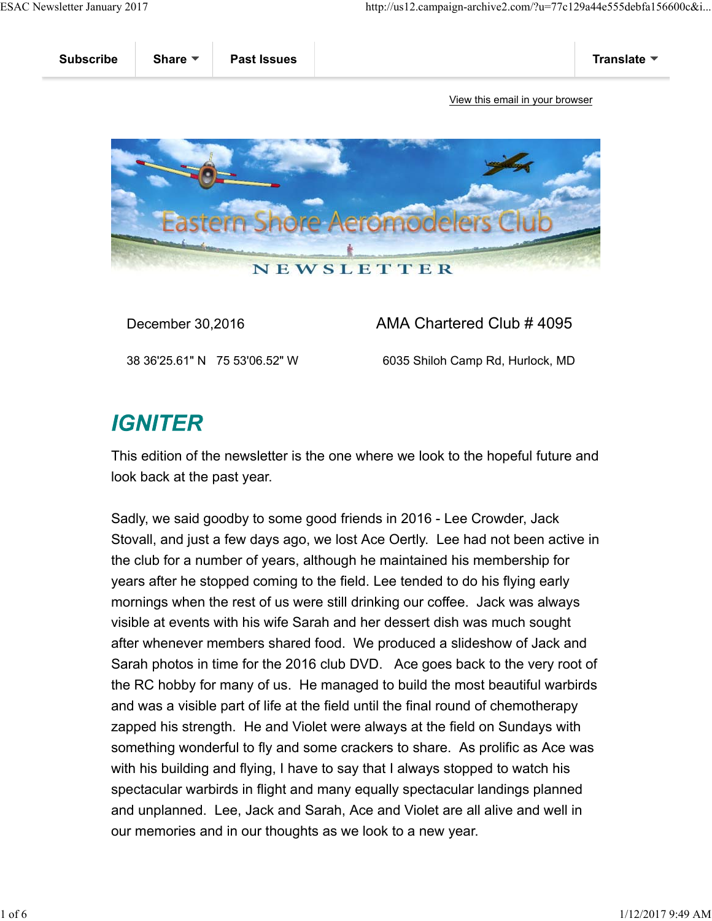Subscribe | Share | Past Issues | Translate

View this email in your browser

Eastern Shore Aeromodelers Club

NEWSLETTER

December 30,2016

AMA Chartered Club # 4095

38 36'25.61" N 75 53'06.52" W

6035 Shiloh Camp Rd, Hurlock, MD

## *IGNITER*

This edition of the newsletter is the one where we look to the hopeful future and look back at the past year.

Sadly, we said goodby to some good friends in 2016 - Lee Crowder, Jack Stovall, and just a few days ago, we lost Ace Oertly. Lee had not been active in the club for a number of years, although he maintained his membership for years after he stopped coming to the field. Lee tended to do his flying early mornings when the rest of us were still drinking our coffee. Jack was always visible at events with his wife Sarah and her dessert dish was much sought after whenever members shared food. We produced a slideshow of Jack and Sarah photos in time for the 2016 club DVD. Ace goes back to the very root of the RC hobby for many of us. He managed to build the most beautiful warbirds and was a visible part of life at the field until the final round of chemotherapy zapped his strength. He and Violet were always at the field on Sundays with something wonderful to fly and some crackers to share. As prolific as Ace was with his building and flying, I have to say that I always stopped to watch his spectacular warbirds in flight and many equally spectacular landings planned and unplanned. Lee, Jack and Sarah, Ace and Violet are all alive and well in our memories and in our thoughts as we look to a new year.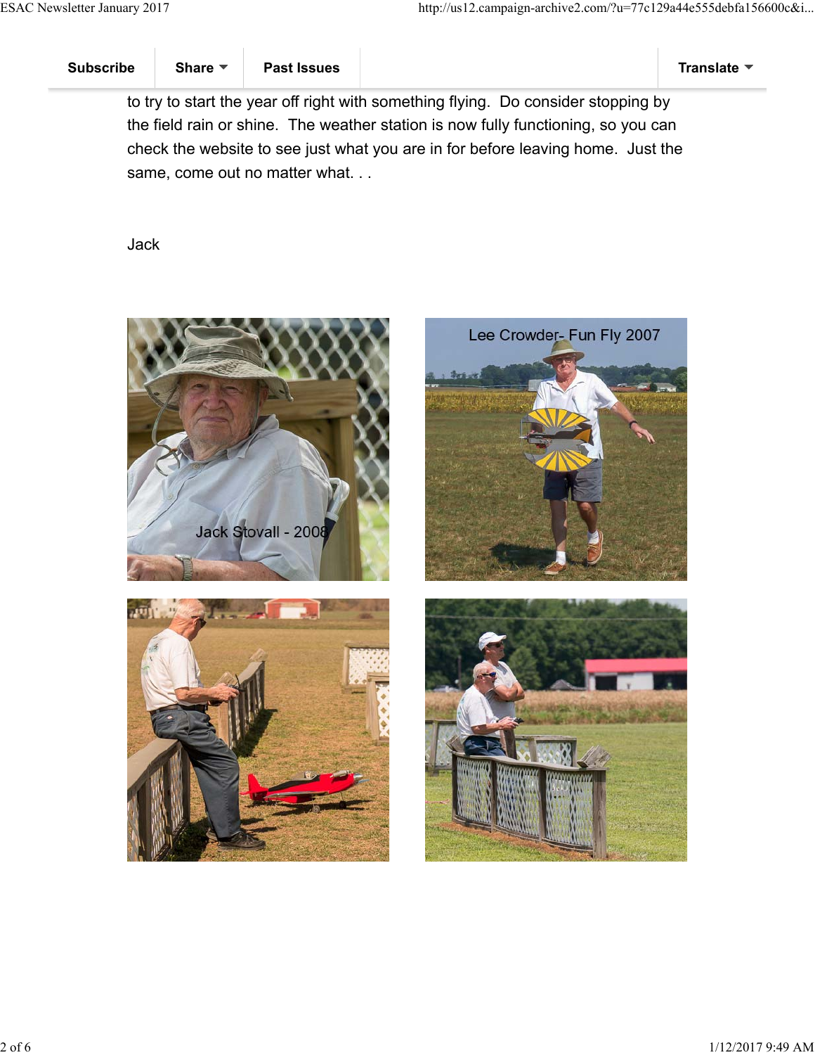to try to start the year off right with something flying. Do consider stopping by the field rain or shine. The weather station is now fully functioning, so you can check the website to see just what you are in for before leaving home. Just the same, come out no matter what. . .

Jack

Jack Stovall - 2008

Lee Crowder- Fun Fly 2007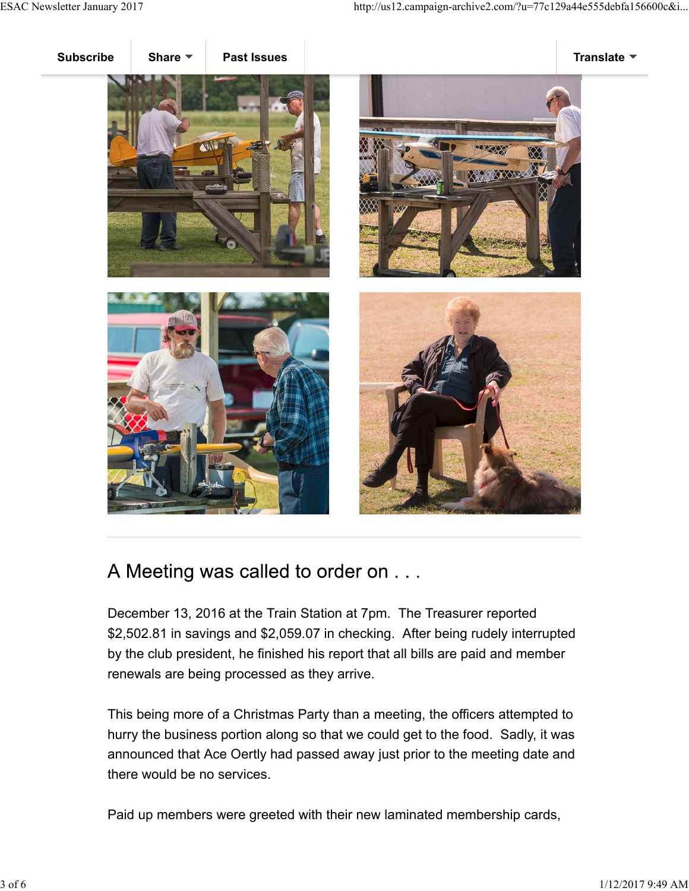Subscribe | Share | Past Issues | Translate

## A Meeting was called to order on . . .

December 13, 2016 at the Train Station at 7pm. The Treasurer reported $2,502.81 in savings and $2,059.07 in checking. After being rudely interrupted by the club president, he finished his report that all bills are paid and member renewals are being processed as they arrive.

This being more of a Christmas Party than a meeting, the officers attempted to hurry the business portion along so that we could get to the food. Sadly, it was announced that Ace Oertly had passed away just prior to the meeting date and there would be no services.

Paid up members were greeted with their new laminated membership cards,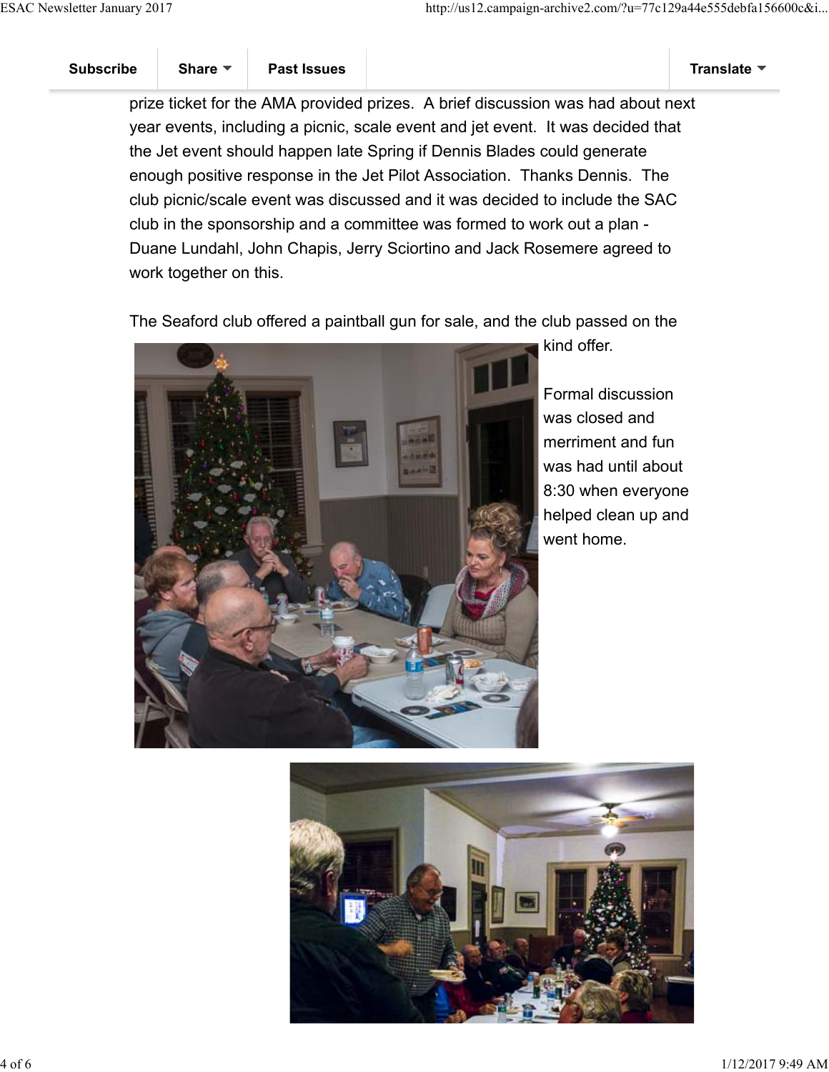prize ticket for the AMA provided prizes. A brief discussion was had about next year events, including a picnic, scale event and jet event. It was decided that the Jet event should happen late Spring if Dennis Blades could generate enough positive response in the Jet Pilot Association. Thanks Dennis. The club picnic/scale event was discussed and it was decided to include the SAC club in the sponsorship and a committee was formed to work out a plan - Duane Lundahl, John Chapis, Jerry Sciortino and Jack Rosemere agreed to work together on this.

The Seaford club offered a paintball gun for sale, and the club passed on the kind offer.

Formal discussion was closed and merriment and fun was had until about 8:30 when everyone helped clean up and went home.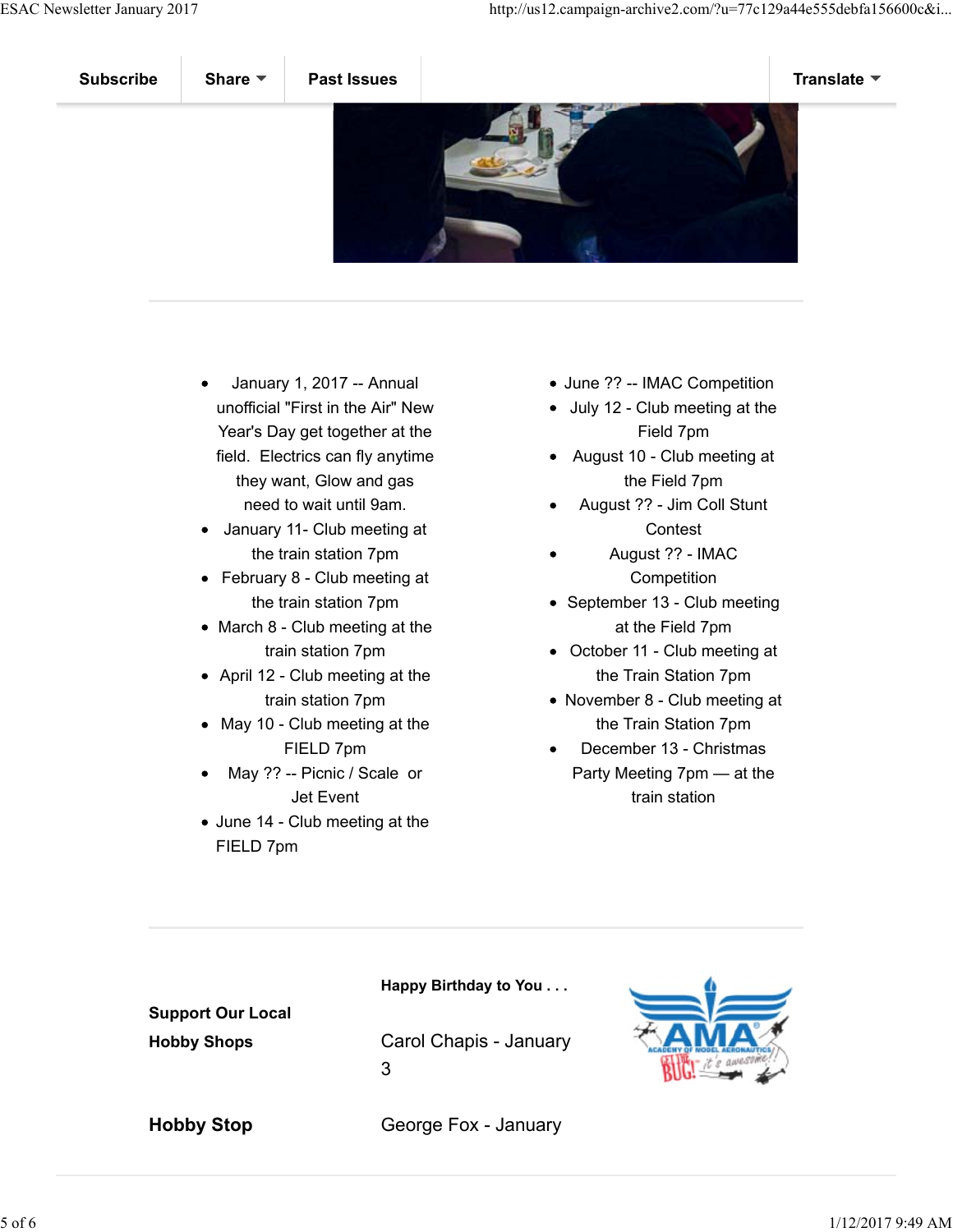Subscribe | Share | Past Issues | Translate

- January 1, 2017 -- Annual unofficial "First in the Air" New Year's Day get together at the field. Electrics can fly anytime they want, Glow and gas need to wait until 9am.
- January 11- Club meeting at the train station 7pm
- February 8 - Club meeting at the train station 7pm
- March 8 - Club meeting at the train station 7pm
- April 12 - Club meeting at the train station 7pm
- May 10 - Club meeting at the FIELD 7pm
- May ?? -- Picnic / Scale or Jet Event
- June 14 - Club meeting at the FIELD 7pm
- June ?? -- IMAC Competition
- July 12 - Club meeting at the Field 7pm
- August 10 - Club meeting at the Field 7pm
- August ?? - Jim Coll Stunt Contest
- August ?? - IMAC Competition
- September 13 - Club meeting at the Field 7pm
- October 11 - Club meeting at the Train Station 7pm
- November 8 - Club meeting at the Train Station 7pm
- December 13 - Christmas Party Meeting 7pm — at the train station

**Support Our Local Hobby Shops**

**Hobby Stop**

**Happy Birthday to You . . .**

Carol Chapis - January 3

George Fox - January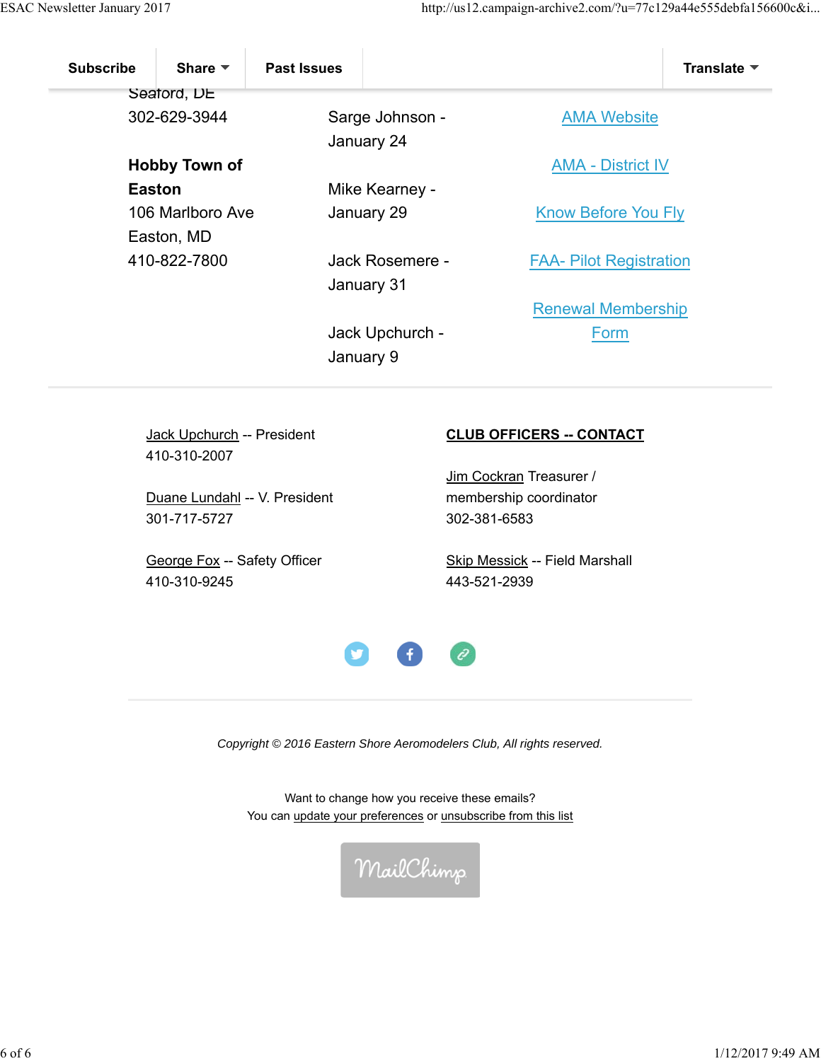Seaford, DE
302-629-3944

**Hobby Town of Easton**
106 Marlboro Ave
Easton, MD
410-822-7800

Sarge Johnson - January 24

Mike Kearney - January 29

Jack Rosemere - January 31

Jack Upchurch - January 9

AMA Website

AMA - District IV

Know Before You Fly

FAA- Pilot Registration

Renewal Membership Form

**CLUB OFFICERS -- CONTACT**

Jack Upchurch -- President
410-310-2007

Duane Lundahl -- V. President
301-717-5727

George Fox -- Safety Officer
410-310-9245

Jim Cockran Treasurer / membership coordinator
302-381-6583

Skip Messick -- Field Marshall
443-521-2939

*Copyright © 2016 Eastern Shore Aeromodelers Club, All rights reserved.*

Want to change how you receive these emails?
You can update your preferences or unsubscribe from this list

MailChimp